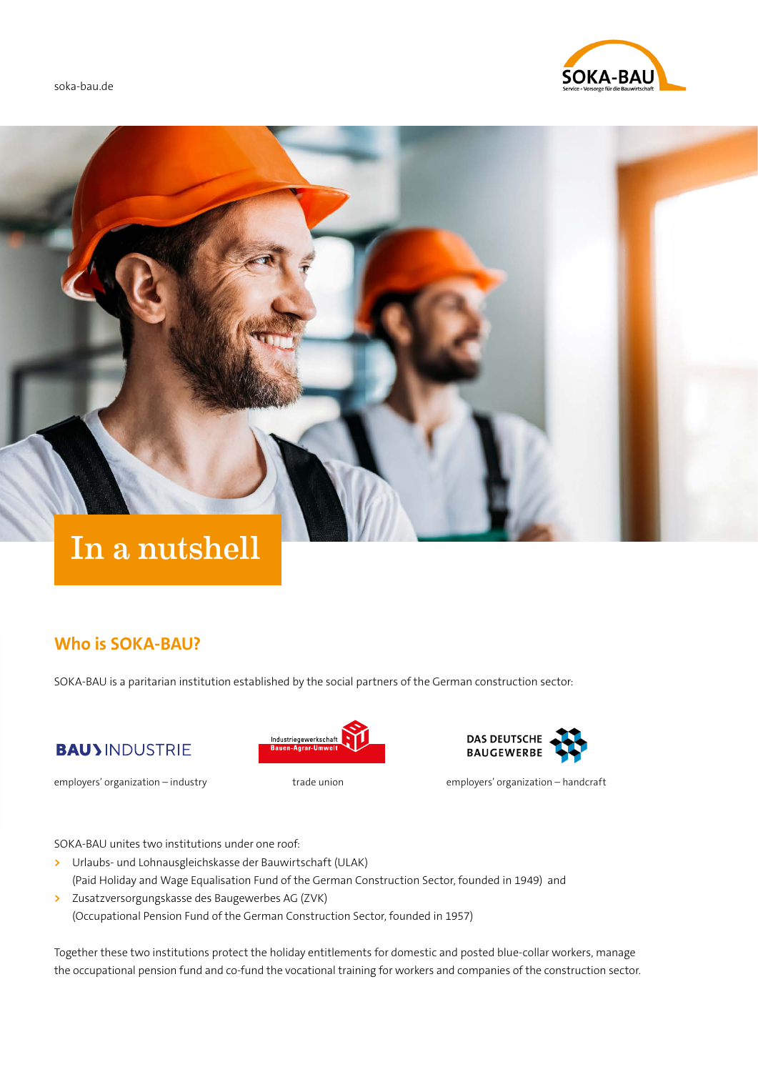# In a nutshell

## Who is SOKA-BAU?

SOKA-BAU is a paritarian institution established by the social partners of the German construction sector:

BAU INDUSTRIE — employers' organization – industry

Industriegewerkschaft Bauen-Agrar-Umwelt — trade union

DAS DEUTSCHE BAUGEWERBE — employers' organization – handcraft

SOKA-BAU unites two institutions under one roof:

- Urlaubs- und Lohnausgleichskasse der Bauwirtschaft (ULAK)
  (Paid Holiday and Wage Equalisation Fund of the German Construction Sector, founded in 1949) and
- Zusatzversorgungskasse des Baugewerbes AG (ZVK)
  (Occupational Pension Fund of the German Construction Sector, founded in 1957)

Together these two institutions protect the holiday entitlements for domestic and posted blue-collar workers, manage the occupational pension fund and co-fund the vocational training for workers and companies of the construction sector.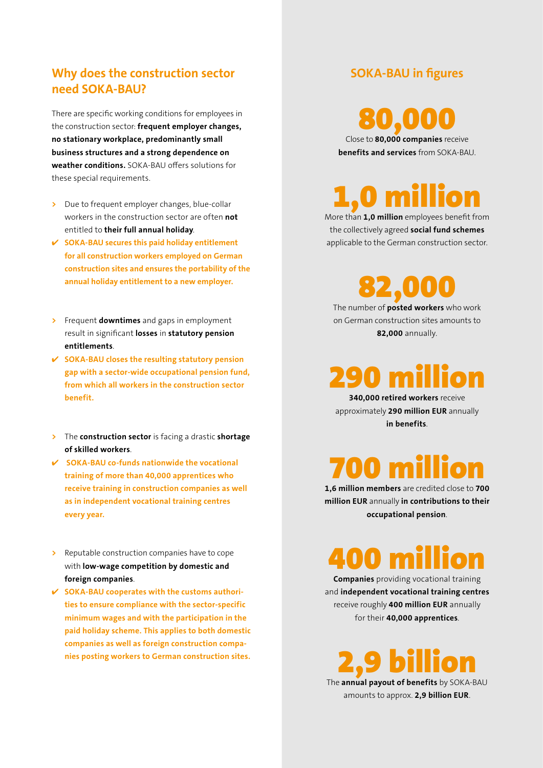## Why does the construction sector need SOKA-BAU?

There are specific working conditions for employees in the construction sector: **frequent employer changes, no stationary workplace, predominantly small business structures and a strong dependence on weather conditions.** SOKA-BAU offers solutions for these special requirements.

- Due to frequent employer changes, blue-collar workers in the construction sector are often **not** entitled to **their full annual holiday**.
- ✔ **SOKA-BAU secures this paid holiday entitlement for all construction workers employed on German construction sites and ensures the portability of the annual holiday entitlement to a new employer.**

- Frequent **downtimes** and gaps in employment result in significant **losses** in **statutory pension entitlements**.
- ✔ **SOKA-BAU closes the resulting statutory pension gap with a sector-wide occupational pension fund, from which all workers in the construction sector benefit.**

- The **construction sector** is facing a drastic **shortage of skilled workers**.
- ✔ **SOKA-BAU co-funds nationwide the vocational training of more than 40,000 apprentices who receive training in construction companies as well as in independent vocational training centres every year.**

- Reputable construction companies have to cope with **low-wage competition by domestic and foreign companies**.
- ✔ **SOKA-BAU cooperates with the customs authorities to ensure compliance with the sector-specific minimum wages and with the participation in the paid holiday scheme. This applies to both domestic companies as well as foreign construction companies posting workers to German construction sites.**

## SOKA-BAU in figures

**80,000**

Close to **80,000 companies** receive **benefits and services** from SOKA-BAU.

**1,0 million**

More than **1,0 million** employees benefit from the collectively agreed **social fund schemes** applicable to the German construction sector.

**82,000**

The number of **posted workers** who work on German construction sites amounts to **82,000** annually.

**290 million**

**340,000 retired workers** receive approximately **290 million EUR** annually **in benefits**.

**700 million**

**1,6 million members** are credited close to **700 million EUR** annually **in contributions to their occupational pension**.

**400 million**

**Companies** providing vocational training and **independent vocational training centres** receive roughly **400 million EUR** annually for their **40,000 apprentices**.

**2,9 billion**

The **annual payout of benefits** by SOKA-BAU amounts to approx. **2,9 billion EUR**.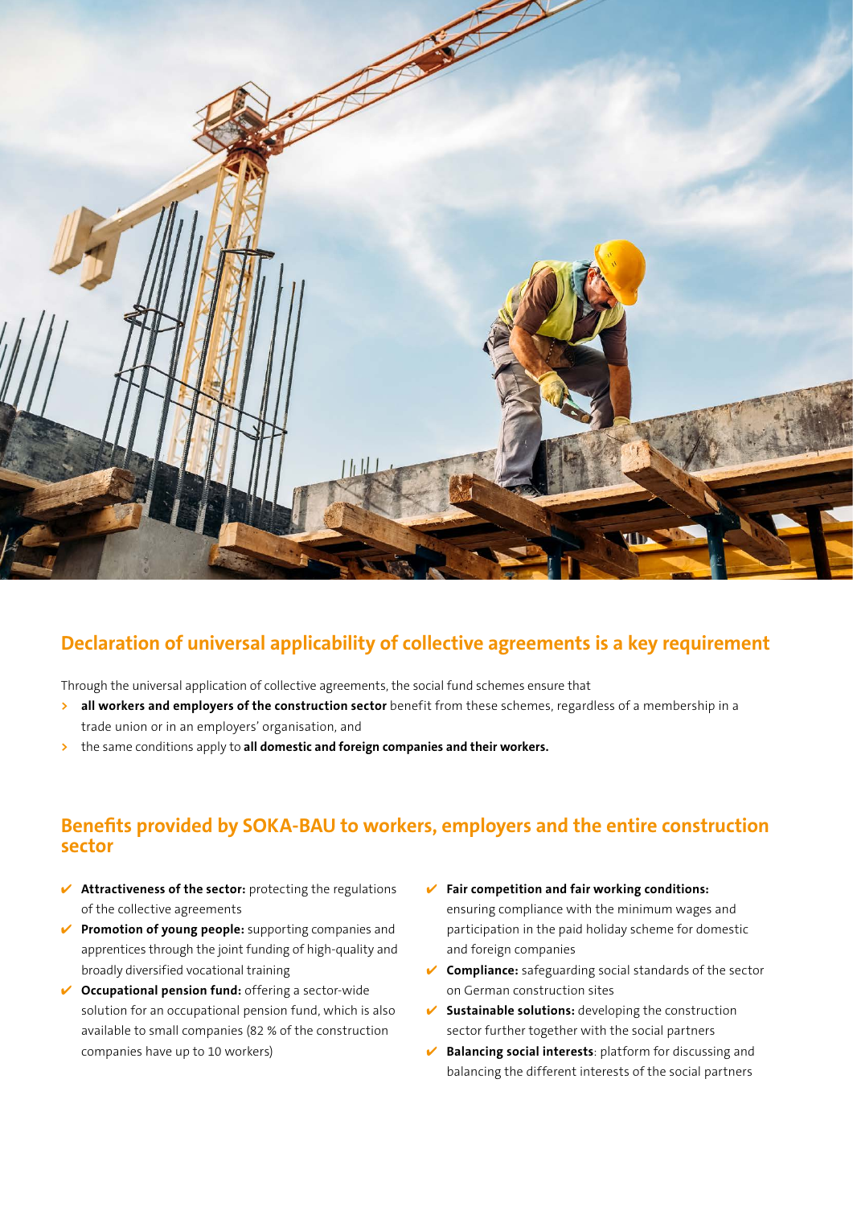## Declaration of universal applicability of collective agreements is a key requirement

Through the universal application of collective agreements, the social fund schemes ensure that

- **all workers and employers of the construction sector** benefit from these schemes, regardless of a membership in a trade union or in an employers' organisation, and
- the same conditions apply to **all domestic and foreign companies and their workers.**

## Benefits provided by SOKA-BAU to workers, employers and the entire construction sector

- ✔ **Attractiveness of the sector:** protecting the regulations of the collective agreements
- ✔ **Promotion of young people:** supporting companies and apprentices through the joint funding of high-quality and broadly diversified vocational training
- ✔ **Occupational pension fund:** offering a sector-wide solution for an occupational pension fund, which is also available to small companies (82 % of the construction companies have up to 10 workers)
- ✔ **Fair competition and fair working conditions:** ensuring compliance with the minimum wages and participation in the paid holiday scheme for domestic and foreign companies
- ✔ **Compliance:** safeguarding social standards of the sector on German construction sites
- ✔ **Sustainable solutions:** developing the construction sector further together with the social partners
- ✔ **Balancing social interests**: platform for discussing and balancing the different interests of the social partners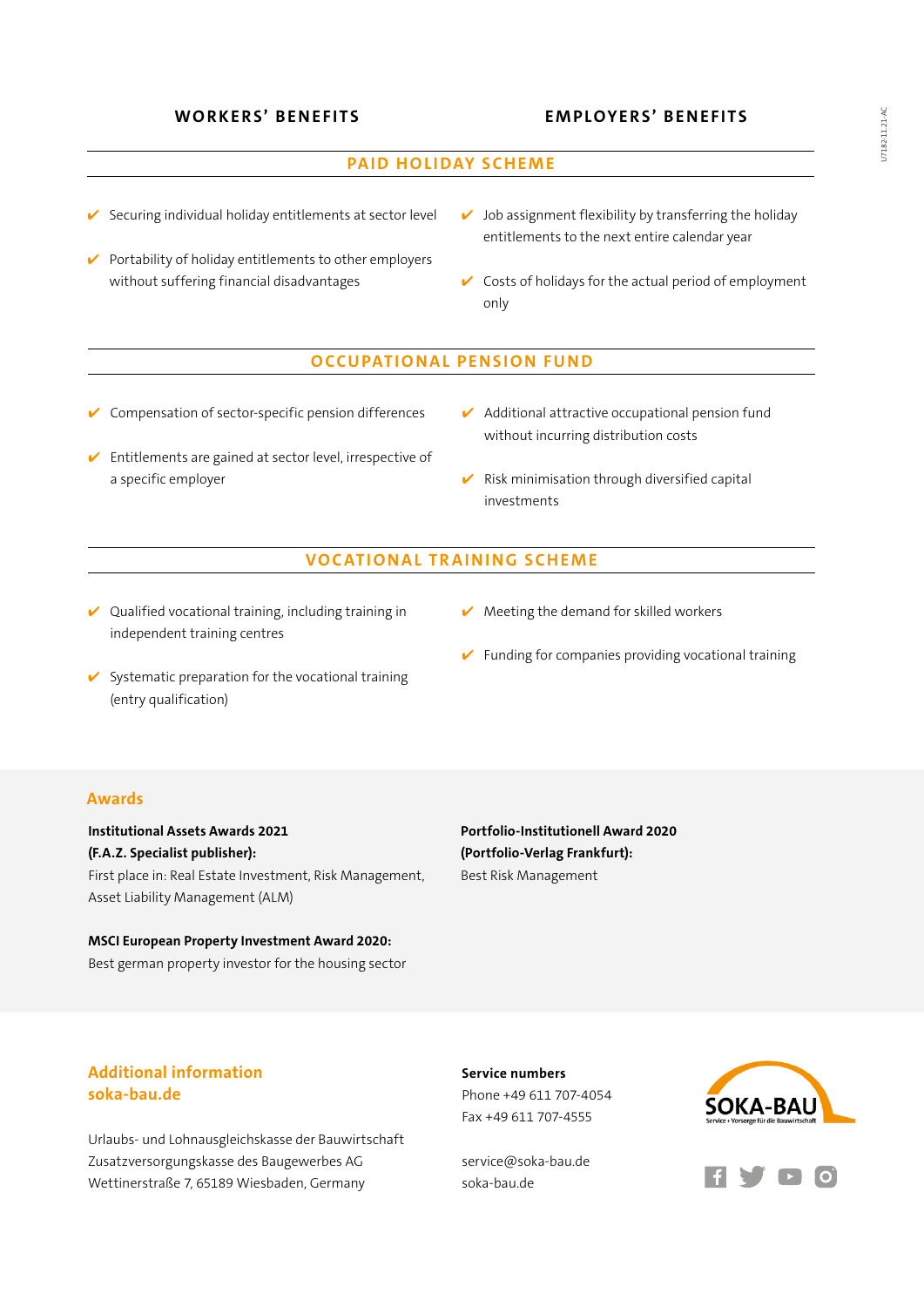| WORKERS' BENEFITS | EMPLOYERS' BENEFITS |
|---|---|

## PAID HOLIDAY SCHEME

**Workers' benefits**

- ✔ Securing individual holiday entitlements at sector level
- ✔ Portability of holiday entitlements to other employers without suffering financial disadvantages

**Employers' benefits**

- ✔ Job assignment flexibility by transferring the holiday entitlements to the next entire calendar year
- ✔ Costs of holidays for the actual period of employment only

## OCCUPATIONAL PENSION FUND

**Workers' benefits**

- ✔ Compensation of sector-specific pension differences
- ✔ Entitlements are gained at sector level, irrespective of a specific employer

**Employers' benefits**

- ✔ Additional attractive occupational pension fund without incurring distribution costs
- ✔ Risk minimisation through diversified capital investments

## VOCATIONAL TRAINING SCHEME

**Workers' benefits**

- ✔ Qualified vocational training, including training in independent training centres
- ✔ Systematic preparation for the vocational training (entry qualification)

**Employers' benefits**

- ✔ Meeting the demand for skilled workers
- ✔ Funding for companies providing vocational training

## Awards

**Institutional Assets Awards 2021**
**(F.A.Z. Specialist publisher):**
First place in: Real Estate Investment, Risk Management, Asset Liability Management (ALM)

**MSCI European Property Investment Award 2020:**
Best german property investor for the housing sector

**Portfolio-Institutionell Award 2020**
**(Portfolio-Verlag Frankfurt):**
Best Risk Management

## Additional information
## soka-bau.de

Urlaubs- und Lohnausgleichskasse der Bauwirtschaft
Zusatzversorgungskasse des Baugewerbes AG
Wettinerstraße 7, 65189 Wiesbaden, Germany

**Service numbers**
Phone +49 611 707-4054
Fax +49 611 707-4555

service@soka-bau.de
soka-bau.de

SOKA-BAU
Service • Vorsorge für die Bauwirtschaft